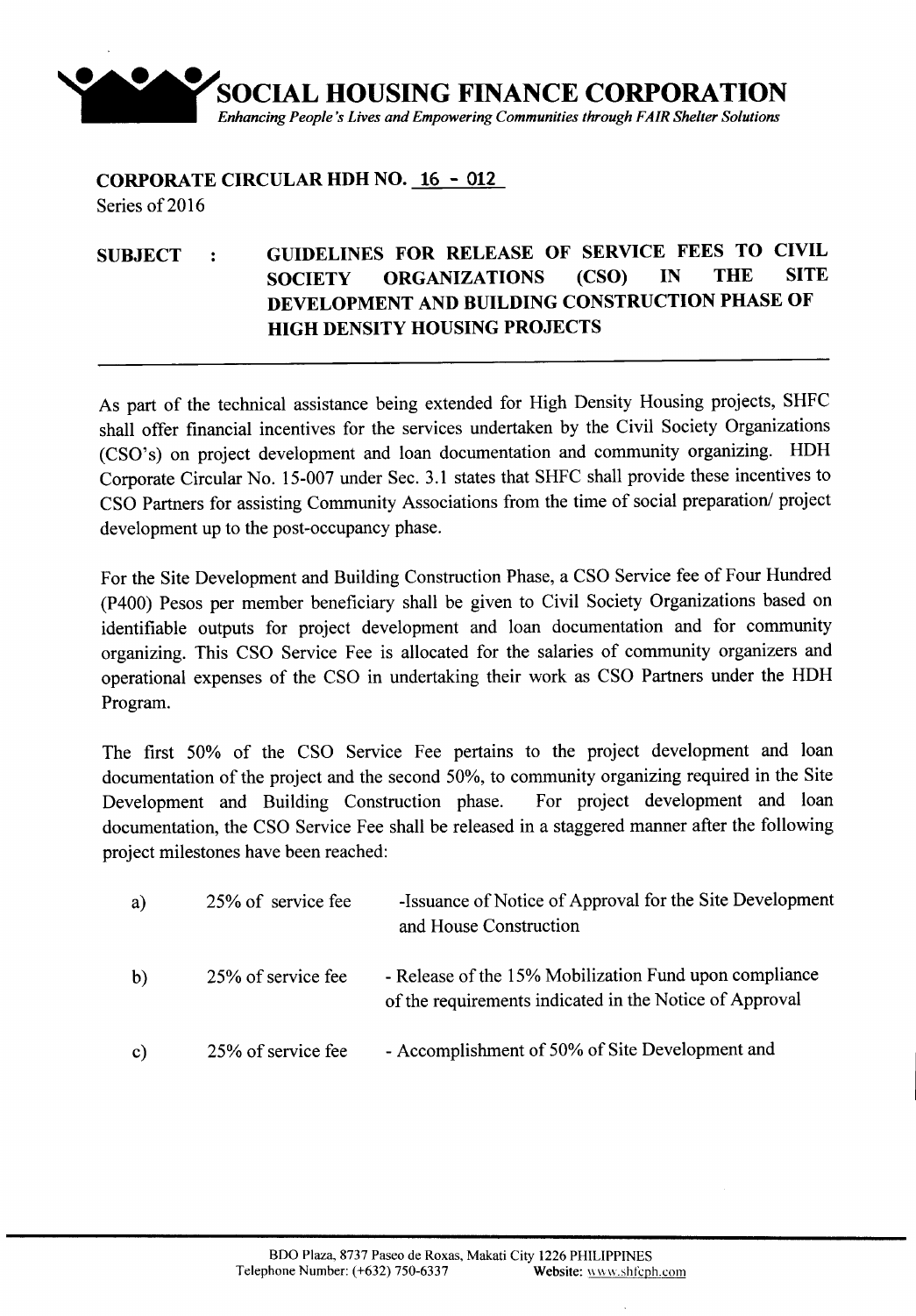# SOCIAL HOUSING FINANCE CORPORATION

*Enhancing People's Lives and Empowering Communities through FAIR Shelter Solutions*

**CORPORATE CIRCULAR HDH NO. 16 - 012**
Series of 2016

**SUBJECT : GUIDELINES FOR RELEASE OF SERVICE FEES TO CIVIL SOCIETY ORGANIZATIONS (CSO) IN THE SITE DEVELOPMENT AND BUILDING CONSTRUCTION PHASE OF HIGH DENSITY HOUSING PROJECTS**

---

As part of the technical assistance being extended for High Density Housing projects, SHFC shall offer financial incentives for the services undertaken by the Civil Society Organizations (CSO's) on project development and loan documentation and community organizing. HDH Corporate Circular No. 15-007 under Sec. 3.1 states that SHFC shall provide these incentives to CSO Partners for assisting Community Associations from the time of social preparation/ project development up to the post-occupancy phase.

For the Site Development and Building Construction Phase, a CSO Service fee of Four Hundred (P400) Pesos per member beneficiary shall be given to Civil Society Organizations based on identifiable outputs for project development and loan documentation and for community organizing. This CSO Service Fee is allocated for the salaries of community organizers and operational expenses of the CSO in undertaking their work as CSO Partners under the HDH Program.

The first 50% of the CSO Service Fee pertains to the project development and loan documentation of the project and the second 50%, to community organizing required in the Site Development and Building Construction phase. For project development and loan documentation, the CSO Service Fee shall be released in a staggered manner after the following project milestones have been reached:

a) 25% of service fee -Issuance of Notice of Approval for the Site Development and House Construction

b) 25% of service fee - Release of the 15% Mobilization Fund upon compliance of the requirements indicated in the Notice of Approval

c) 25% of service fee - Accomplishment of 50% of Site Development and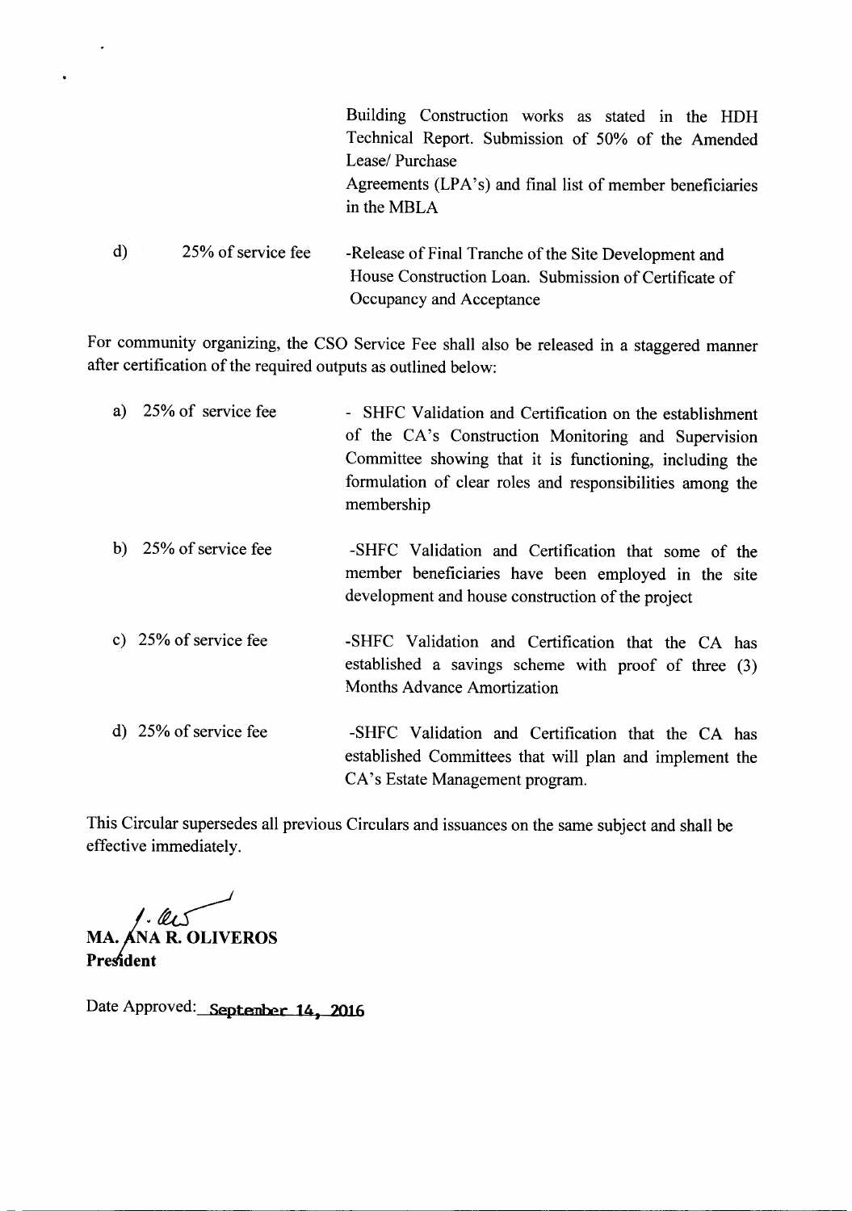Building Construction works as stated in the HDH Technical Report. Submission of 50% of the Amended Lease/ Purchase
Agreements (LPA's) and final list of member beneficiaries in the MBLA

d) 25% of service fee -Release of Final Tranche of the Site Development and House Construction Loan. Submission of Certificate of Occupancy and Acceptance

For community organizing, the CSO Service Fee shall also be released in a staggered manner after certification of the required outputs as outlined below:

a) 25% of service fee - SHFC Validation and Certification on the establishment of the CA's Construction Monitoring and Supervision Committee showing that it is functioning, including the formulation of clear roles and responsibilities among the membership

b) 25% of service fee -SHFC Validation and Certification that some of the member beneficiaries have been employed in the site development and house construction of the project

c) 25% of service fee -SHFC Validation and Certification that the CA has established a savings scheme with proof of three (3) Months Advance Amortization

d) 25% of service fee -SHFC Validation and Certification that the CA has established Committees that will plan and implement the CA's Estate Management program.

This Circular supersedes all previous Circulars and issuances on the same subject and shall be effective immediately.

**MA. ANA R. OLIVEROS**
**President**

Date Approved: September 14, 2016